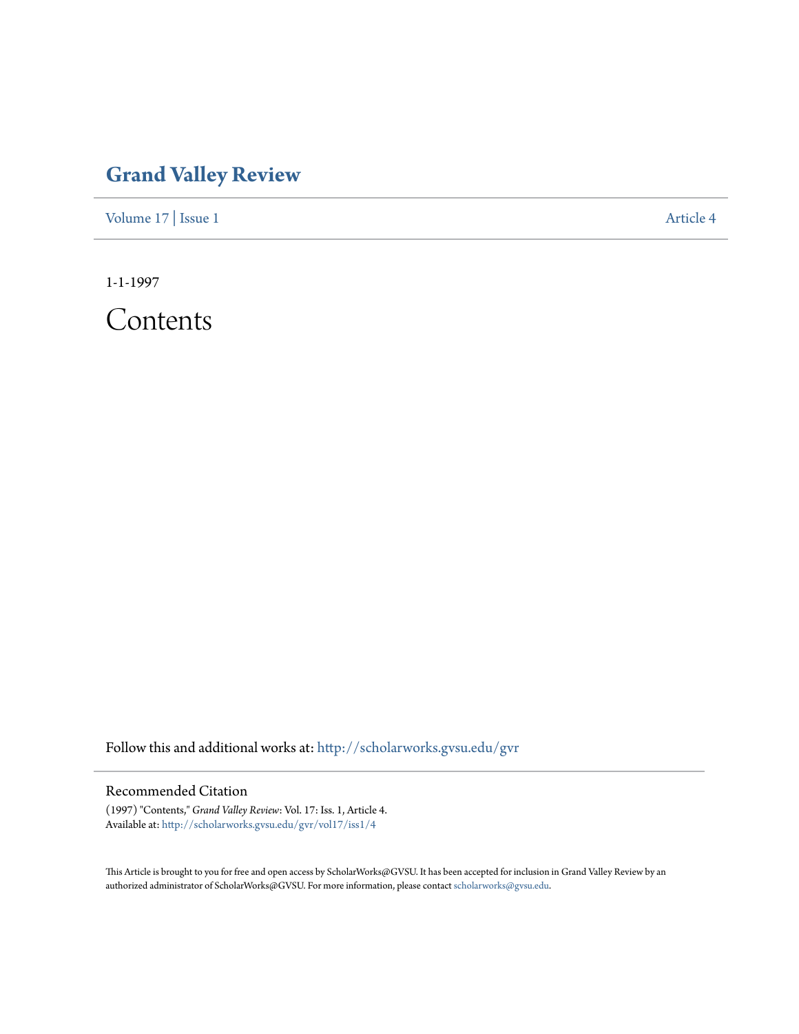# Grand Valley Review

Volume 17 | Issue 1 Article 4

1-1-1997

## Contents

Follow this and additional works at: http://scholarworks.gvsu.edu/gvr

### Recommended Citation

(1997) "Contents," *Grand Valley Review*: Vol. 17: Iss. 1, Article 4.
Available at: http://scholarworks.gvsu.edu/gvr/vol17/iss1/4

This Article is brought to you for free and open access by ScholarWorks@GVSU. It has been accepted for inclusion in Grand Valley Review by an authorized administrator of ScholarWorks@GVSU. For more information, please contact scholarworks@gvsu.edu.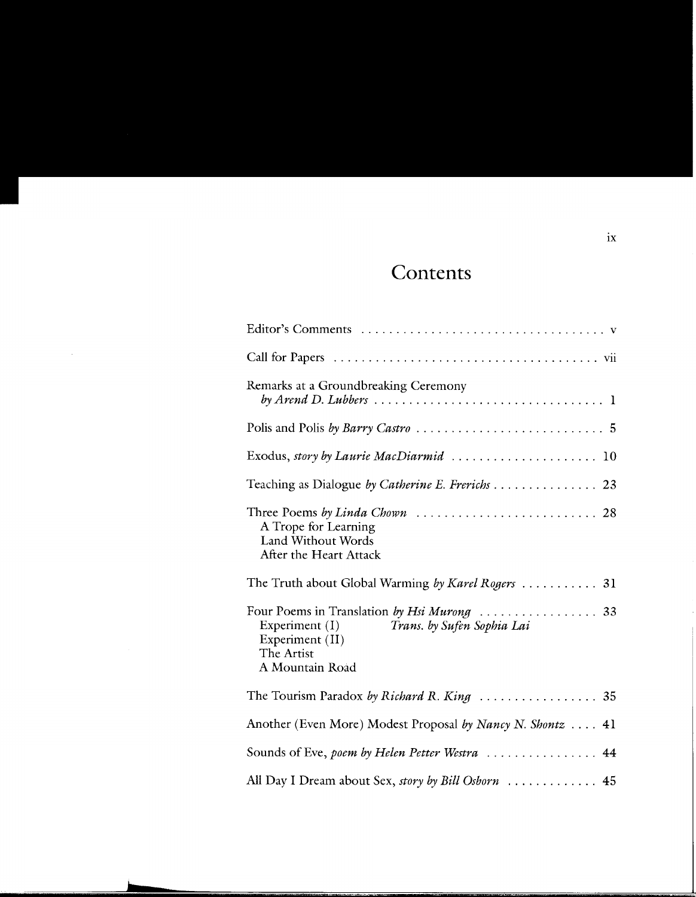# Contents

Editor's Comments . . . . . . . . . . . . . . . . . . . . . . . . . . . . . . . . . . . v

Call for Papers . . . . . . . . . . . . . . . . . . . . . . . . . . . . . . . . . . . . vii

Remarks at a Groundbreaking Ceremony
*by Arend D. Lubbers* . . . . . . . . . . . . . . . . . . . . . . . . . . . . . . . . 1

Polis and Polis *by Barry Castro* . . . . . . . . . . . . . . . . . . . . . . . . . . 5

Exodus, *story by Laurie MacDiarmid* . . . . . . . . . . . . . . . . . . . . 10

Teaching as Dialogue *by Catherine E. Frerichs* . . . . . . . . . . . . . . . 23

Three Poems *by Linda Chown* . . . . . . . . . . . . . . . . . . . . . . . . . 28
A Trope for Learning
Land Without Words
After the Heart Attack

The Truth about Global Warming *by Karel Rogers* . . . . . . . . . . . 31

Four Poems in Translation *by Hsi Murong* . . . . . . . . . . . . . . . . . 33
*Trans. by Sufen Sophia Lai*
Experiment (I)
Experiment (II)
The Artist
A Mountain Road

The Tourism Paradox *by Richard R. King* . . . . . . . . . . . . . . . . 35

Another (Even More) Modest Proposal *by Nancy N. Shontz* . . . . 41

Sounds of Eve, *poem by Helen Petter Westra* . . . . . . . . . . . . . . . 44

All Day I Dream about Sex, *story by Bill Osborn* . . . . . . . . . . . . 45